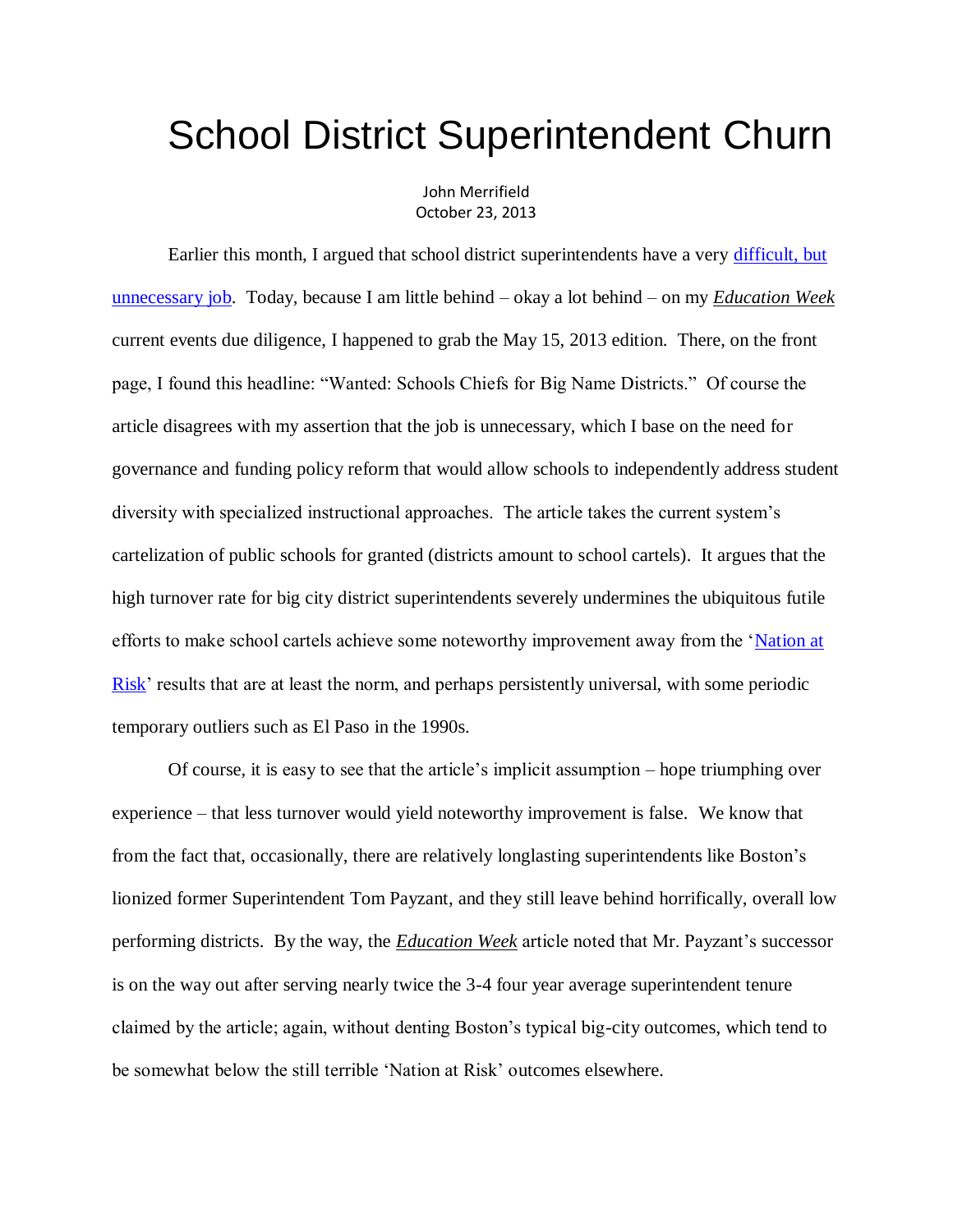# School District Superintendent Churn

John Merrifield
October 23, 2013

Earlier this month, I argued that school district superintendents have a very [difficult, but unnecessary job](). Today, because I am little behind – okay a lot behind – on my ***Education Week*** current events due diligence, I happened to grab the May 15, 2013 edition. There, on the front page, I found this headline: "Wanted: Schools Chiefs for Big Name Districts." Of course the article disagrees with my assertion that the job is unnecessary, which I base on the need for governance and funding policy reform that would allow schools to independently address student diversity with specialized instructional approaches. The article takes the current system's cartelization of public schools for granted (districts amount to school cartels). It argues that the high turnover rate for big city district superintendents severely undermines the ubiquitous futile efforts to make school cartels achieve some noteworthy improvement away from the '[Nation at Risk]()' results that are at least the norm, and perhaps persistently universal, with some periodic temporary outliers such as El Paso in the 1990s.

Of course, it is easy to see that the article's implicit assumption – hope triumphing over experience – that less turnover would yield noteworthy improvement is false. We know that from the fact that, occasionally, there are relatively longlasting superintendents like Boston's lionized former Superintendent Tom Payzant, and they still leave behind horrifically, overall low performing districts. By the way, the ***Education Week*** article noted that Mr. Payzant's successor is on the way out after serving nearly twice the 3-4 four year average superintendent tenure claimed by the article; again, without denting Boston's typical big-city outcomes, which tend to be somewhat below the still terrible 'Nation at Risk' outcomes elsewhere.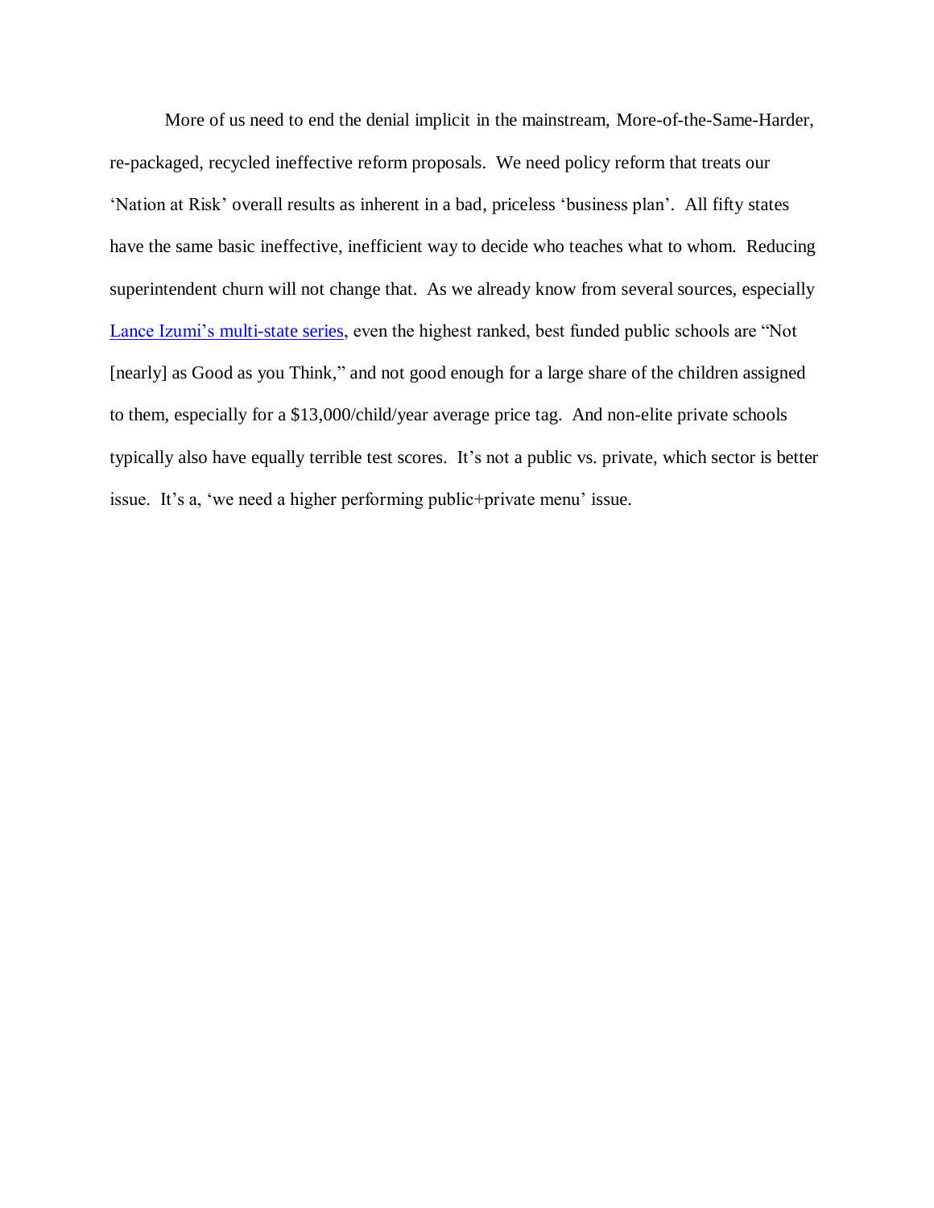More of us need to end the denial implicit in the mainstream, More-of-the-Same-Harder, re-packaged, recycled ineffective reform proposals. We need policy reform that treats our 'Nation at Risk' overall results as inherent in a bad, priceless 'business plan'. All fifty states have the same basic ineffective, inefficient way to decide who teaches what to whom. Reducing superintendent churn will not change that. As we already know from several sources, especially Lance Izumi's multi-state series, even the highest ranked, best funded public schools are "Not [nearly] as Good as you Think," and not good enough for a large share of the children assigned to them, especially for a $13,000/child/year average price tag. And non-elite private schools typically also have equally terrible test scores. It's not a public vs. private, which sector is better issue. It's a, 'we need a higher performing public+private menu' issue.